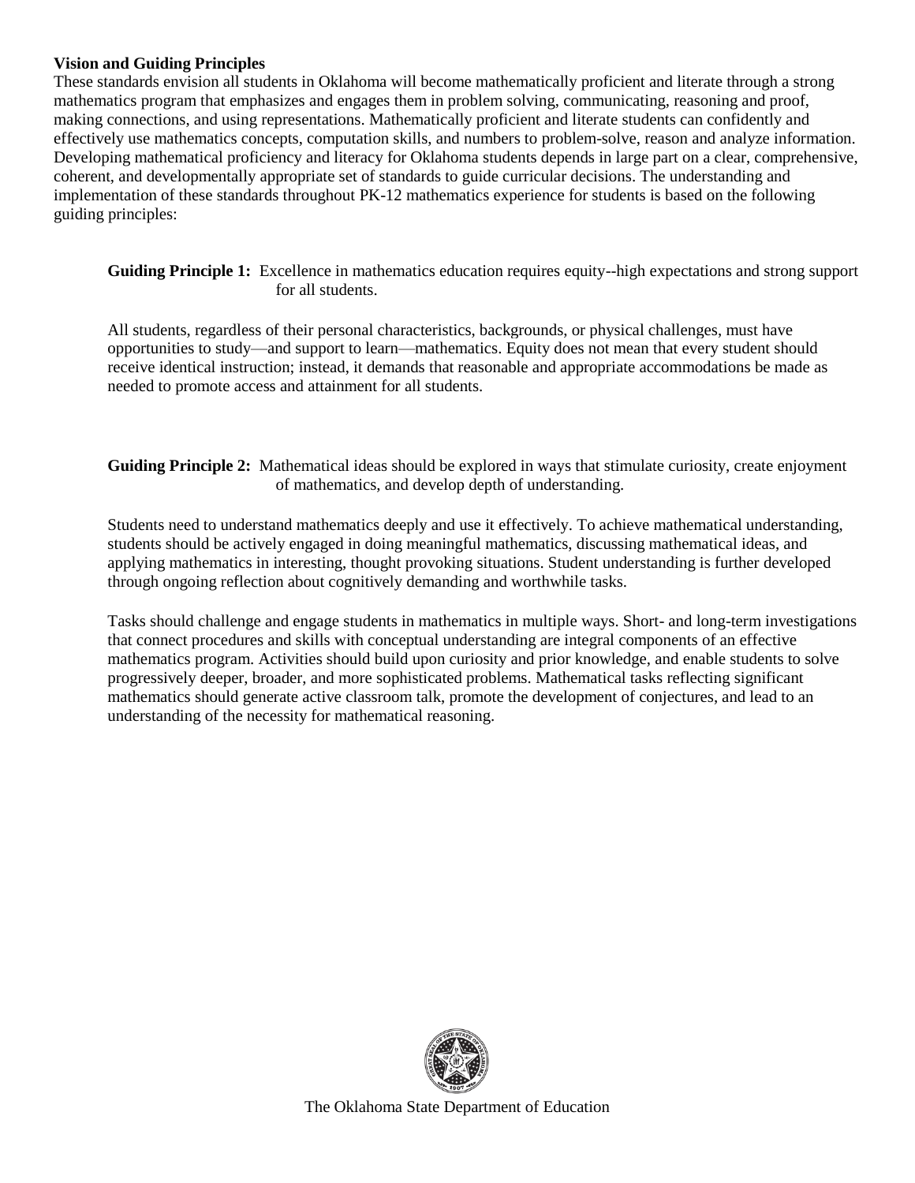## Vision and Guiding Principles

These standards envision all students in Oklahoma will become mathematically proficient and literate through a strong mathematics program that emphasizes and engages them in problem solving, communicating, reasoning and proof, making connections, and using representations. Mathematically proficient and literate students can confidently and effectively use mathematics concepts, computation skills, and numbers to problem-solve, reason and analyze information. Developing mathematical proficiency and literacy for Oklahoma students depends in large part on a clear, comprehensive, coherent, and developmentally appropriate set of standards to guide curricular decisions. The understanding and implementation of these standards throughout PK-12 mathematics experience for students is based on the following guiding principles:

**Guiding Principle 1:** Excellence in mathematics education requires equity--high expectations and strong support for all students.

All students, regardless of their personal characteristics, backgrounds, or physical challenges, must have opportunities to study—and support to learn—mathematics. Equity does not mean that every student should receive identical instruction; instead, it demands that reasonable and appropriate accommodations be made as needed to promote access and attainment for all students.

**Guiding Principle 2:** Mathematical ideas should be explored in ways that stimulate curiosity, create enjoyment of mathematics, and develop depth of understanding.

Students need to understand mathematics deeply and use it effectively. To achieve mathematical understanding, students should be actively engaged in doing meaningful mathematics, discussing mathematical ideas, and applying mathematics in interesting, thought provoking situations. Student understanding is further developed through ongoing reflection about cognitively demanding and worthwhile tasks.

Tasks should challenge and engage students in mathematics in multiple ways. Short- and long-term investigations that connect procedures and skills with conceptual understanding are integral components of an effective mathematics program. Activities should build upon curiosity and prior knowledge, and enable students to solve progressively deeper, broader, and more sophisticated problems. Mathematical tasks reflecting significant mathematics should generate active classroom talk, promote the development of conjectures, and lead to an understanding of the necessity for mathematical reasoning.

The Oklahoma State Department of Education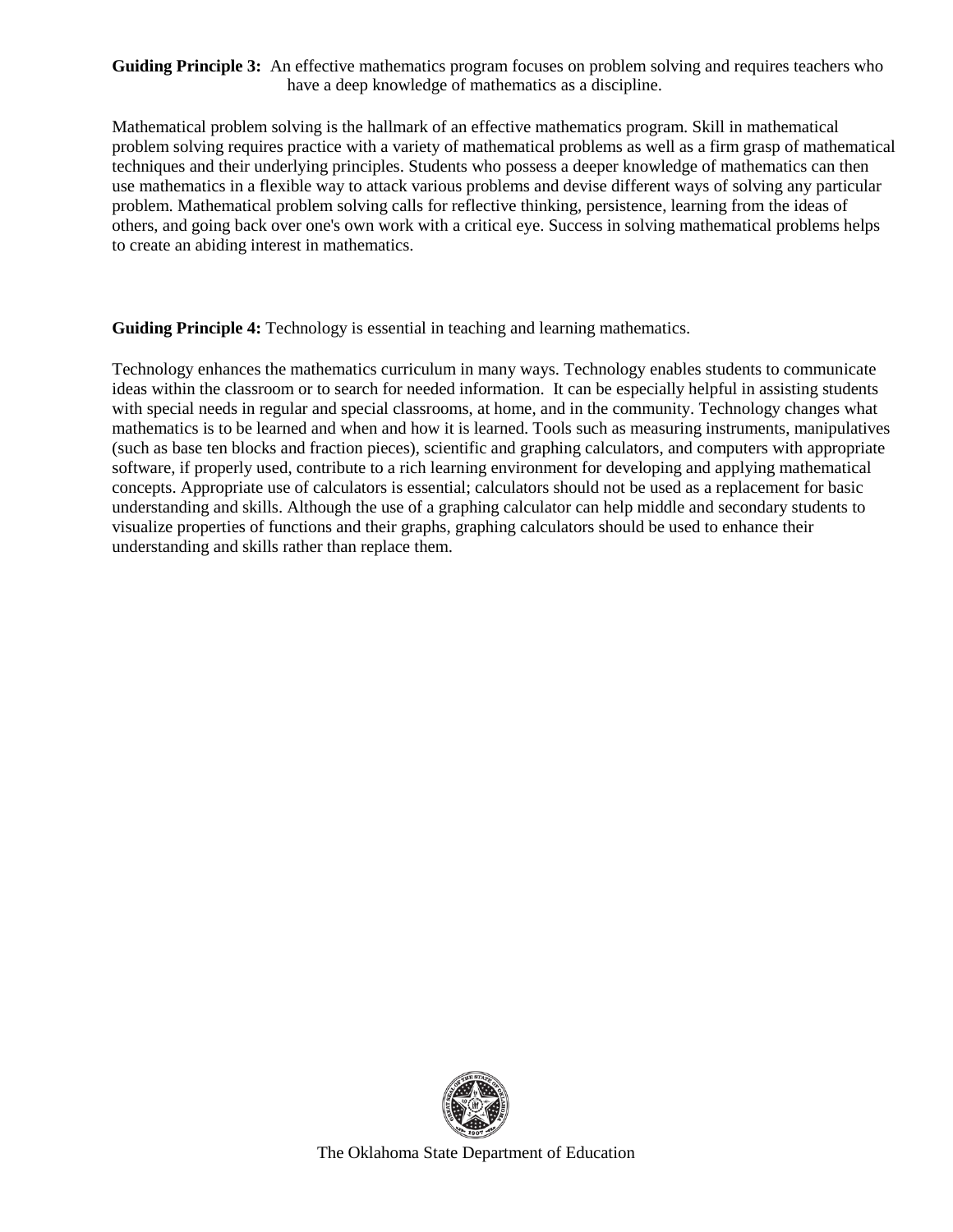**Guiding Principle 3:** An effective mathematics program focuses on problem solving and requires teachers who have a deep knowledge of mathematics as a discipline.

Mathematical problem solving is the hallmark of an effective mathematics program. Skill in mathematical problem solving requires practice with a variety of mathematical problems as well as a firm grasp of mathematical techniques and their underlying principles. Students who possess a deeper knowledge of mathematics can then use mathematics in a flexible way to attack various problems and devise different ways of solving any particular problem. Mathematical problem solving calls for reflective thinking, persistence, learning from the ideas of others, and going back over one's own work with a critical eye. Success in solving mathematical problems helps to create an abiding interest in mathematics.

**Guiding Principle 4:** Technology is essential in teaching and learning mathematics.

Technology enhances the mathematics curriculum in many ways. Technology enables students to communicate ideas within the classroom or to search for needed information. It can be especially helpful in assisting students with special needs in regular and special classrooms, at home, and in the community. Technology changes what mathematics is to be learned and when and how it is learned. Tools such as measuring instruments, manipulatives (such as base ten blocks and fraction pieces), scientific and graphing calculators, and computers with appropriate software, if properly used, contribute to a rich learning environment for developing and applying mathematical concepts. Appropriate use of calculators is essential; calculators should not be used as a replacement for basic understanding and skills. Although the use of a graphing calculator can help middle and secondary students to visualize properties of functions and their graphs, graphing calculators should be used to enhance their understanding and skills rather than replace them.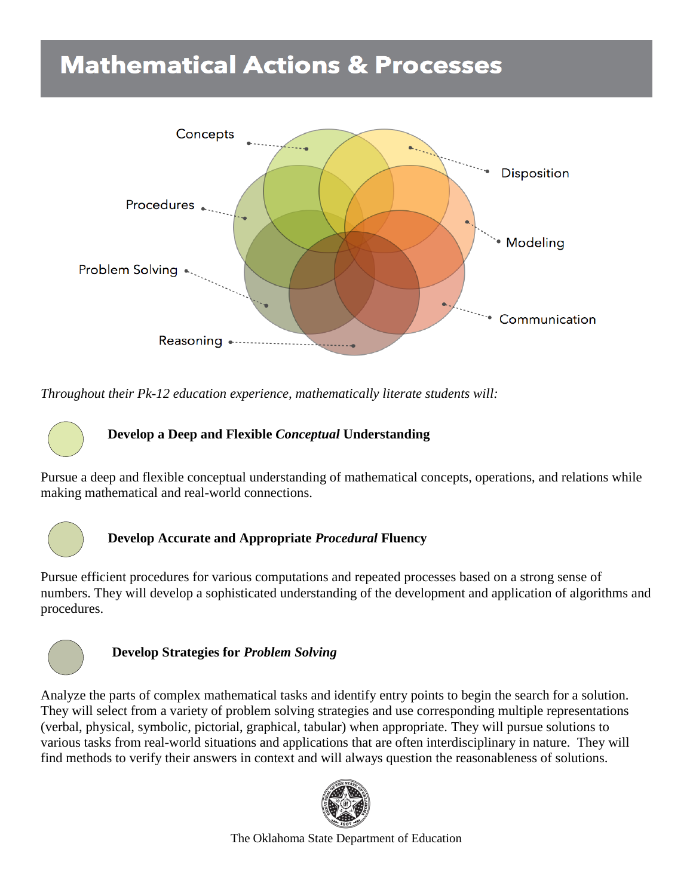# Mathematical Actions & Processes

Concepts

Disposition

Procedures

Modeling

Problem Solving

Communication

Reasoning

*Throughout their Pk-12 education experience, mathematically literate students will:*

**Develop a Deep and Flexible *Conceptual* Understanding**

Pursue a deep and flexible conceptual understanding of mathematical concepts, operations, and relations while making mathematical and real-world connections.

**Develop Accurate and Appropriate *Procedural* Fluency**

Pursue efficient procedures for various computations and repeated processes based on a strong sense of numbers. They will develop a sophisticated understanding of the development and application of algorithms and procedures.

**Develop Strategies for *Problem Solving***

Analyze the parts of complex mathematical tasks and identify entry points to begin the search for a solution. They will select from a variety of problem solving strategies and use corresponding multiple representations (verbal, physical, symbolic, pictorial, graphical, tabular) when appropriate. They will pursue solutions to various tasks from real-world situations and applications that are often interdisciplinary in nature. They will find methods to verify their answers in context and will always question the reasonableness of solutions.

The Oklahoma State Department of Education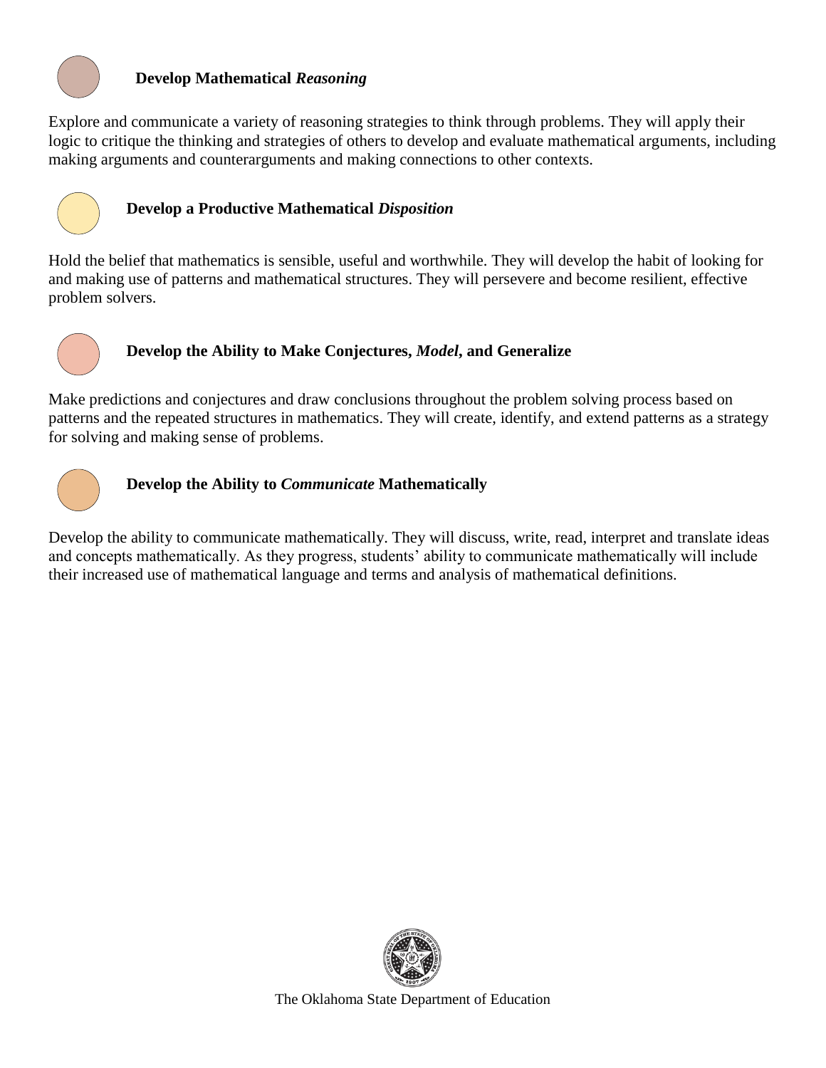### Develop Mathematical *Reasoning*

Explore and communicate a variety of reasoning strategies to think through problems. They will apply their logic to critique the thinking and strategies of others to develop and evaluate mathematical arguments, including making arguments and counterarguments and making connections to other contexts.

### Develop a Productive Mathematical *Disposition*

Hold the belief that mathematics is sensible, useful and worthwhile. They will develop the habit of looking for and making use of patterns and mathematical structures. They will persevere and become resilient, effective problem solvers.

### Develop the Ability to Make Conjectures, *Model*, and Generalize

Make predictions and conjectures and draw conclusions throughout the problem solving process based on patterns and the repeated structures in mathematics. They will create, identify, and extend patterns as a strategy for solving and making sense of problems.

### Develop the Ability to *Communicate* Mathematically

Develop the ability to communicate mathematically. They will discuss, write, read, interpret and translate ideas and concepts mathematically. As they progress, students' ability to communicate mathematically will include their increased use of mathematical language and terms and analysis of mathematical definitions.

The Oklahoma State Department of Education